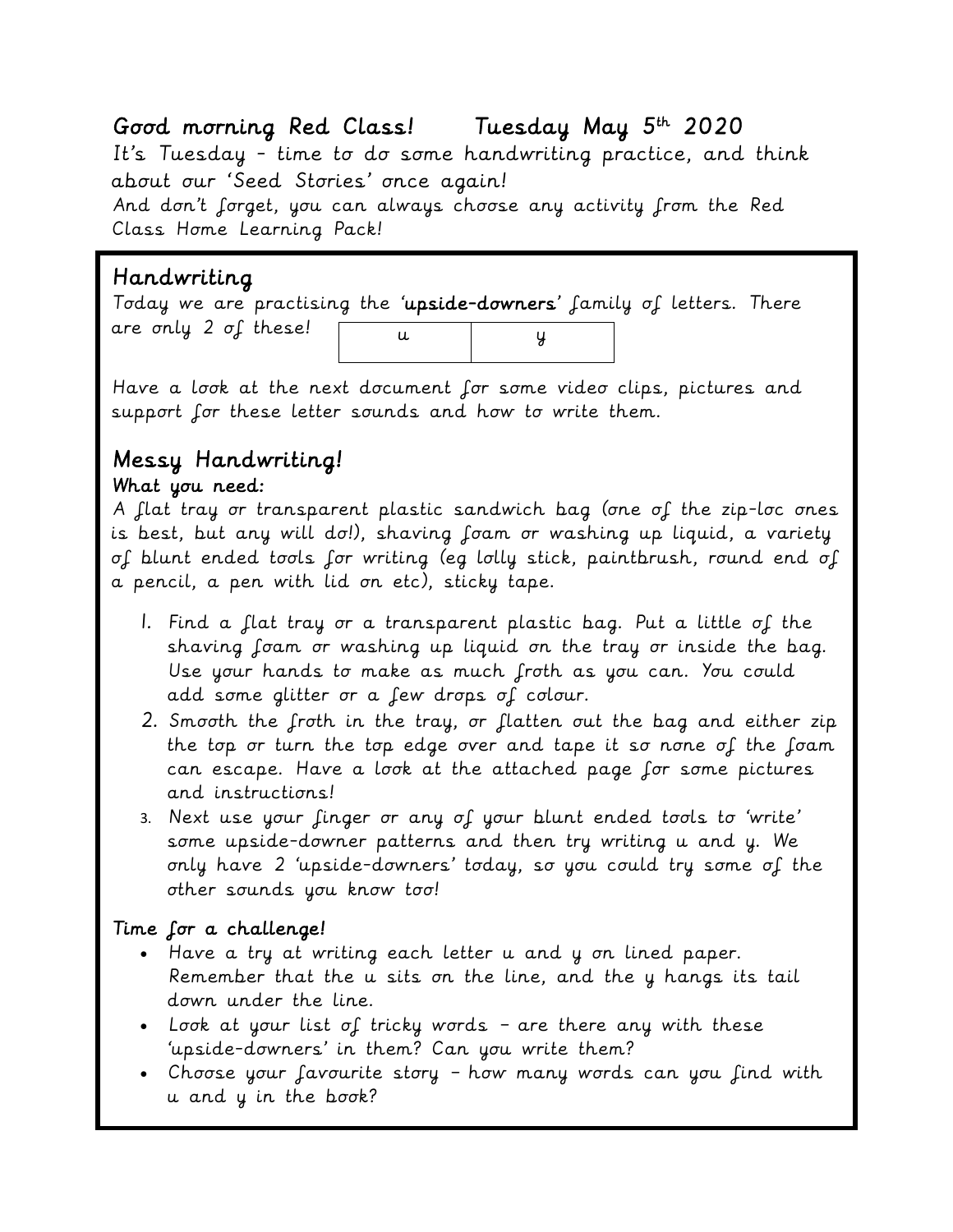## Good morning Red Class! Tuesday May 5th 2020

It's Tuesday – time to do some handwriting practice, and think about our 'Seed Stories' once again!
And don't forget, you can always choose any activity from the Red Class Home Learning Pack!

## Handwriting

Today we are practising the '**upside-downers**' family of letters. There are only 2 of these!

| u | y |
|---|---|

Have a look at the next document for some video clips, pictures and support for these letter sounds and how to write them.

## Messy Handwriting!

**What you need:**
A flat tray or transparent plastic sandwich bag (one of the zip-loc ones is best, but any will do!), shaving foam or washing up liquid, a variety of blunt ended tools for writing (eg lolly stick, paintbrush, round end of a pencil, a pen with lid on etc), sticky tape.

1. Find a flat tray or a transparent plastic bag. Put a little of the shaving foam or washing up liquid on the tray or inside the bag. Use your hands to make as much froth as you can. You could add some glitter or a few drops of colour.
2. Smooth the froth in the tray, or flatten out the bag and either zip the top or turn the top edge over and tape it so none of the foam can escape. Have a look at the attached page for some pictures and instructions!
3. Next use your finger or any of your blunt ended tools to 'write' some upside-downer patterns and then try writing u and y. We only have 2 'upside-downers' today, so you could try some of the other sounds you know too!

**Time for a challenge!**

- Have a try at writing each letter u and y on lined paper. Remember that the u sits on the line, and the y hangs its tail down under the line.
- Look at your list of tricky words – are there any with these 'upside-downers' in them? Can you write them?
- Choose your favourite story – how many words can you find with u and y in the book?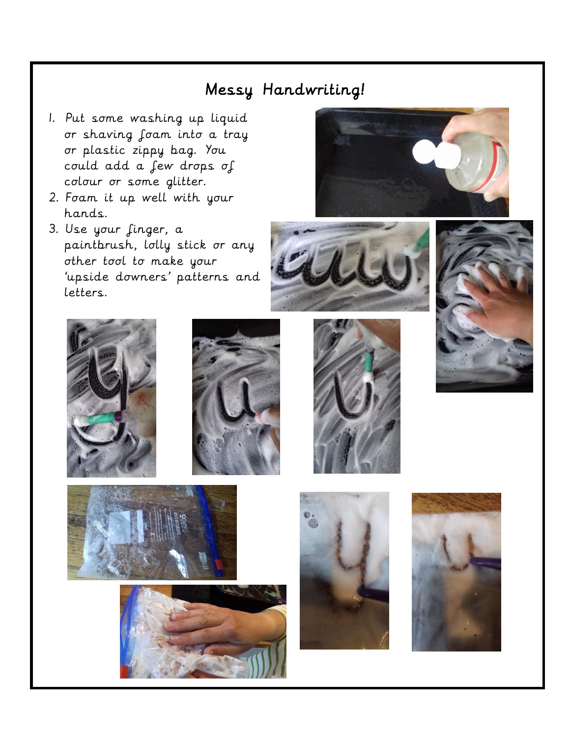# Messy Handwriting!

1. Put some washing up liquid or shaving foam into a tray or plastic zippy bag. You could add a few drops of colour or some glitter.
2. Foam it up well with your hands.
3. Use your finger, a paintbrush, lolly stick or any other tool to make your 'upside downers' patterns and letters.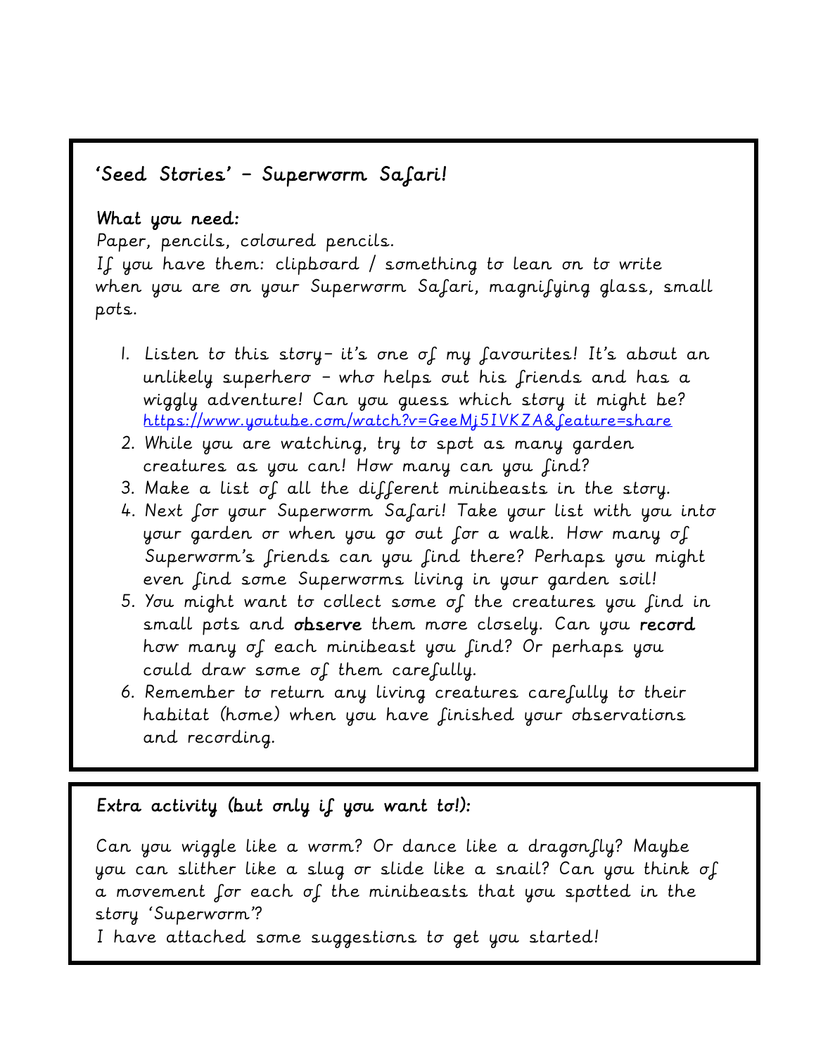## 'Seed Stories' – Superworm Safari!

**What you need:**
Paper, pencils, coloured pencils.
If you have them: clipboard / something to lean on to write when you are on your Superworm Safari, magnifying glass, small pots.

1. Listen to this story– it's one of my favourites! It's about an unlikely superhero – who helps out his friends and has a wiggly adventure! Can you guess which story it might be? [https://www.youtube.com/watch?v=GeeMj5IVKZA&feature=share](https://www.youtube.com/watch?v=GeeMj5IVKZA&feature=share)
2. While you are watching, try to spot as many garden creatures as you can! How many can you find?
3. Make a list of all the different minibeasts in the story.
4. Next for your Superworm Safari! Take your list with you into your garden or when you go out for a walk. How many of Superworm's friends can you find there? Perhaps you might even find some Superworms living in your garden soil!
5. You might want to collect some of the creatures you find in small pots and **observe** them more closely. Can you **record** how many of each minibeast you find? Or perhaps you could draw some of them carefully.
6. Remember to return any living creatures carefully to their habitat (home) when you have finished your observations and recording.

**Extra activity (but only if you want to!):**

Can you wiggle like a worm? Or dance like a dragonfly? Maybe you can slither like a slug or slide like a snail? Can you think of a movement for each of the minibeasts that you spotted in the story 'Superworm'?
I have attached some suggestions to get you started!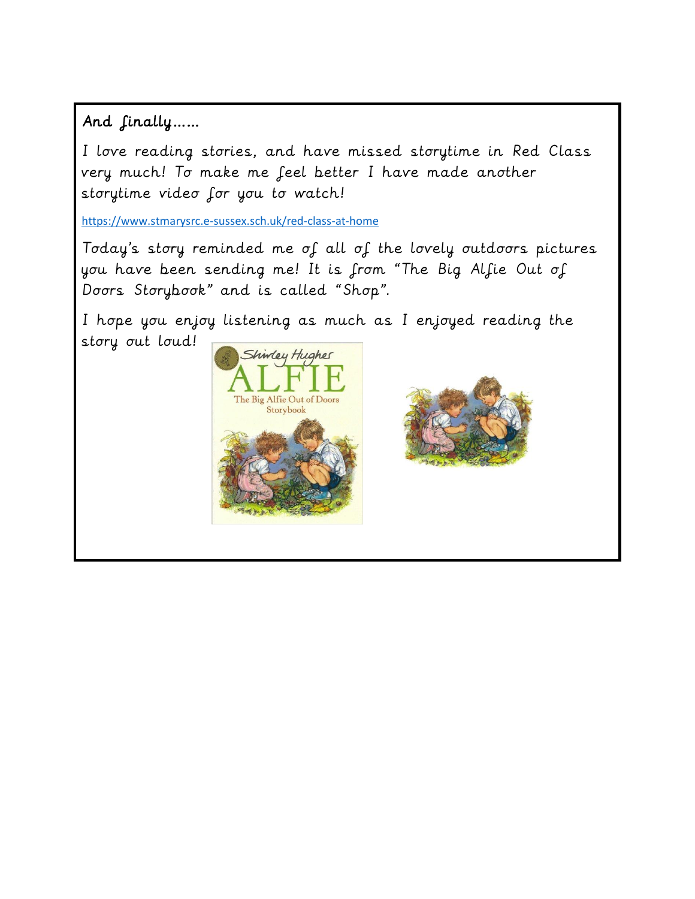And finally……

I love reading stories, and have missed storytime in Red Class very much! To make me feel better I have made another storytime video for you to watch!

https://www.stmarysrc.e-sussex.sch.uk/red-class-at-home

Today's story reminded me of all of the lovely outdoors pictures you have been sending me! It is from "The Big Alfie Out of Doors Storybook" and is called "Shop".

I hope you enjoy listening as much as I enjoyed reading the story out loud!